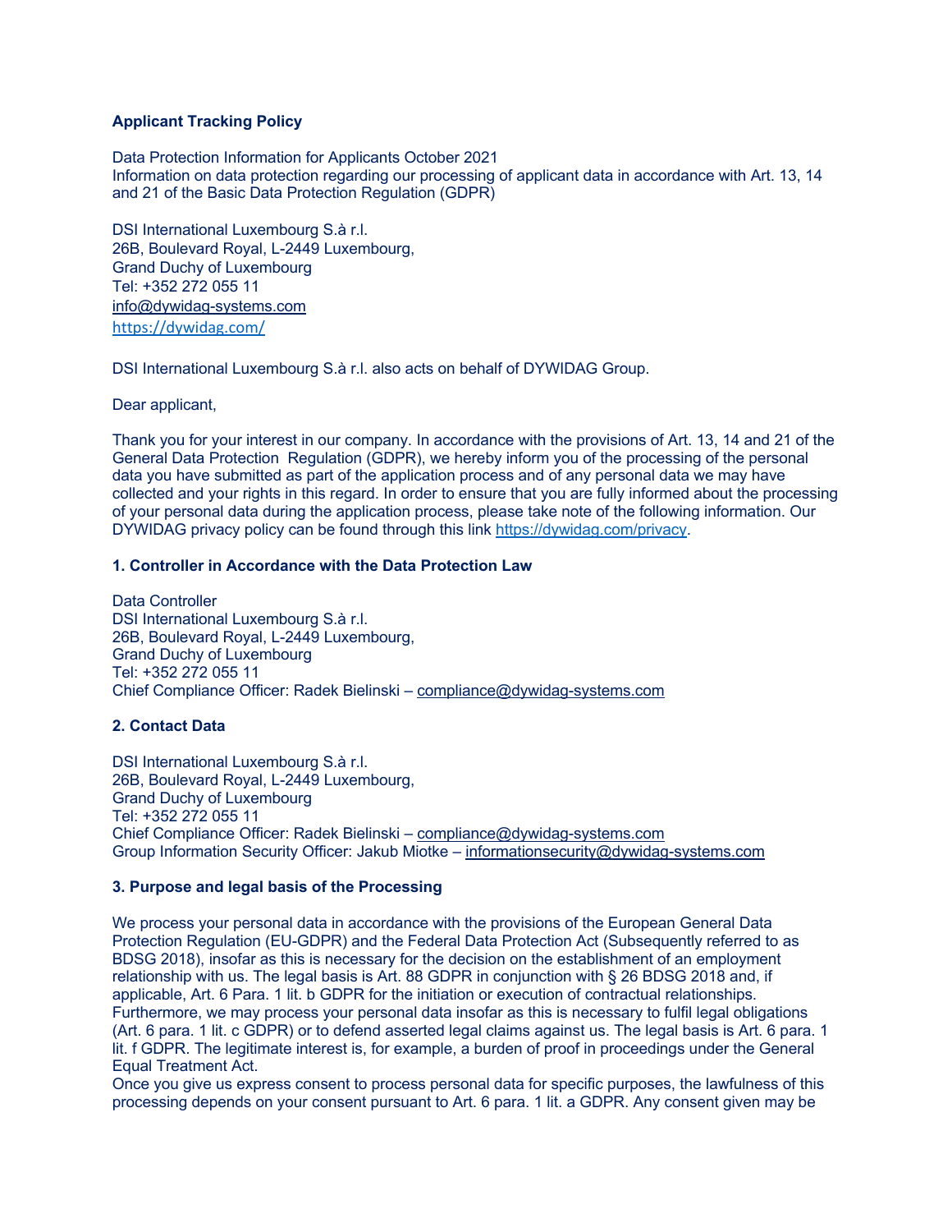**Applicant Tracking Policy**

Data Protection Information for Applicants October 2021
Information on data protection regarding our processing of applicant data in accordance with Art. 13, 14 and 21 of the Basic Data Protection Regulation (GDPR)

DSI International Luxembourg S.à r.l.
26B, Boulevard Royal, L-2449 Luxembourg,
Grand Duchy of Luxembourg
Tel: +352 272 055 11
info@dywidag-systems.com
https://dywidag.com/

DSI International Luxembourg S.à r.l. also acts on behalf of DYWIDAG Group.

Dear applicant,

Thank you for your interest in our company. In accordance with the provisions of Art. 13, 14 and 21 of the General Data Protection Regulation (GDPR), we hereby inform you of the processing of the personal data you have submitted as part of the application process and of any personal data we may have collected and your rights in this regard. In order to ensure that you are fully informed about the processing of your personal data during the application process, please take note of the following information. Our DYWIDAG privacy policy can be found through this link https://dywidag.com/privacy.

### 1. Controller in Accordance with the Data Protection Law

Data Controller
DSI International Luxembourg S.à r.l.
26B, Boulevard Royal, L-2449 Luxembourg,
Grand Duchy of Luxembourg
Tel: +352 272 055 11
Chief Compliance Officer: Radek Bielinski – compliance@dywidag-systems.com

### 2. Contact Data

DSI International Luxembourg S.à r.l.
26B, Boulevard Royal, L-2449 Luxembourg,
Grand Duchy of Luxembourg
Tel: +352 272 055 11
Chief Compliance Officer: Radek Bielinski – compliance@dywidag-systems.com
Group Information Security Officer: Jakub Miotke – informationsecurity@dywidag-systems.com

### 3. Purpose and legal basis of the Processing

We process your personal data in accordance with the provisions of the European General Data Protection Regulation (EU-GDPR) and the Federal Data Protection Act (Subsequently referred to as BDSG 2018), insofar as this is necessary for the decision on the establishment of an employment relationship with us. The legal basis is Art. 88 GDPR in conjunction with § 26 BDSG 2018 and, if applicable, Art. 6 Para. 1 lit. b GDPR for the initiation or execution of contractual relationships. Furthermore, we may process your personal data insofar as this is necessary to fulfil legal obligations (Art. 6 para. 1 lit. c GDPR) or to defend asserted legal claims against us. The legal basis is Art. 6 para. 1 lit. f GDPR. The legitimate interest is, for example, a burden of proof in proceedings under the General Equal Treatment Act.
Once you give us express consent to process personal data for specific purposes, the lawfulness of this processing depends on your consent pursuant to Art. 6 para. 1 lit. a GDPR. Any consent given may be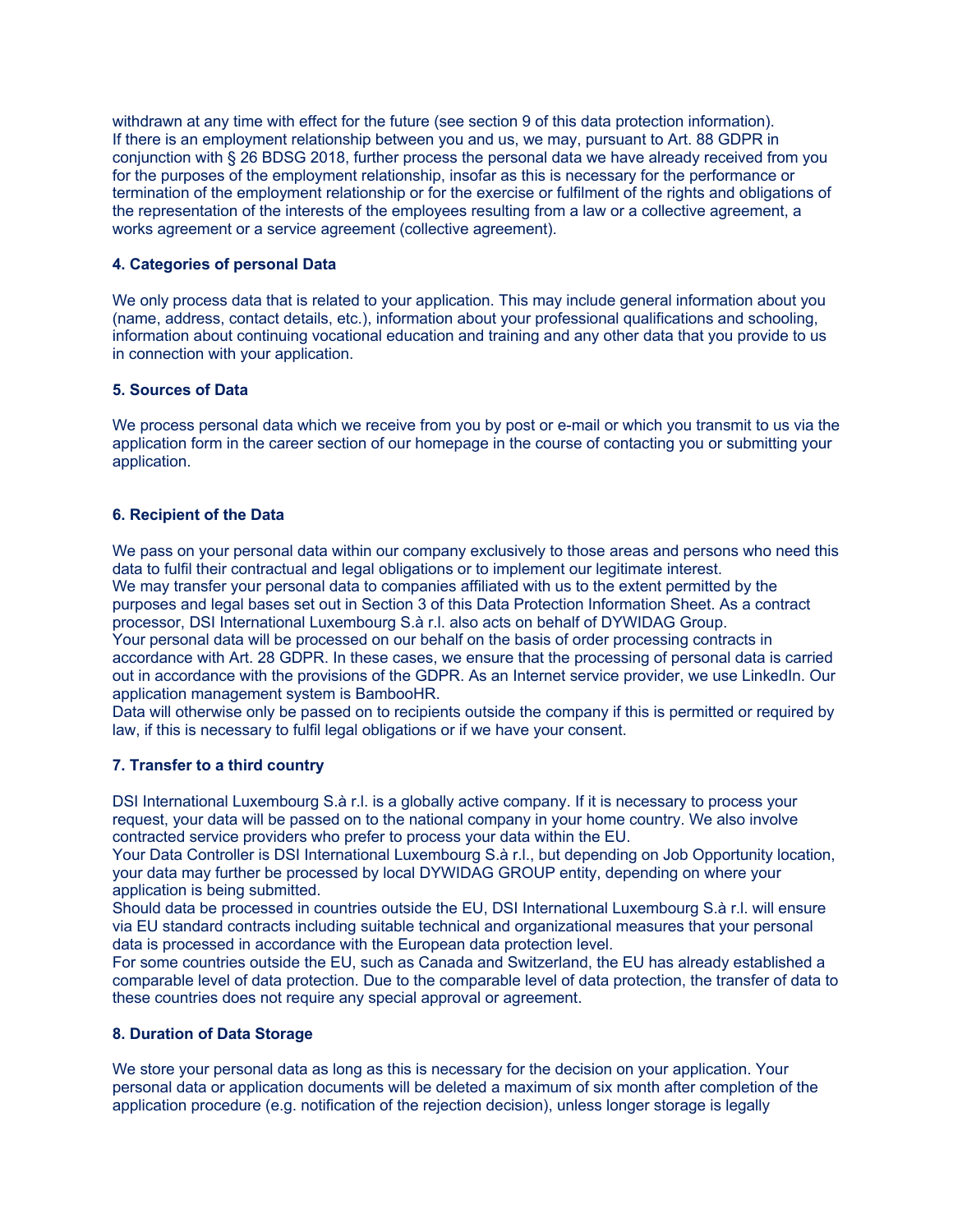withdrawn at any time with effect for the future (see section 9 of this data protection information).
If there is an employment relationship between you and us, we may, pursuant to Art. 88 GDPR in conjunction with § 26 BDSG 2018, further process the personal data we have already received from you for the purposes of the employment relationship, insofar as this is necessary for the performance or termination of the employment relationship or for the exercise or fulfilment of the rights and obligations of the representation of the interests of the employees resulting from a law or a collective agreement, a works agreement or a service agreement (collective agreement).

**4. Categories of personal Data**

We only process data that is related to your application. This may include general information about you (name, address, contact details, etc.), information about your professional qualifications and schooling, information about continuing vocational education and training and any other data that you provide to us in connection with your application.

**5. Sources of Data**

We process personal data which we receive from you by post or e-mail or which you transmit to us via the application form in the career section of our homepage in the course of contacting you or submitting your application.

**6. Recipient of the Data**

We pass on your personal data within our company exclusively to those areas and persons who need this data to fulfil their contractual and legal obligations or to implement our legitimate interest.
We may transfer your personal data to companies affiliated with us to the extent permitted by the purposes and legal bases set out in Section 3 of this Data Protection Information Sheet. As a contract processor, DSI International Luxembourg S.à r.l. also acts on behalf of DYWIDAG Group.
Your personal data will be processed on our behalf on the basis of order processing contracts in accordance with Art. 28 GDPR. In these cases, we ensure that the processing of personal data is carried out in accordance with the provisions of the GDPR. As an Internet service provider, we use LinkedIn. Our application management system is BambooHR.
Data will otherwise only be passed on to recipients outside the company if this is permitted or required by law, if this is necessary to fulfil legal obligations or if we have your consent.

**7. Transfer to a third country**

DSI International Luxembourg S.à r.l. is a globally active company. If it is necessary to process your request, your data will be passed on to the national company in your home country. We also involve contracted service providers who prefer to process your data within the EU.
Your Data Controller is DSI International Luxembourg S.à r.l., but depending on Job Opportunity location, your data may further be processed by local DYWIDAG GROUP entity, depending on where your application is being submitted.
Should data be processed in countries outside the EU, DSI International Luxembourg S.à r.l. will ensure via EU standard contracts including suitable technical and organizational measures that your personal data is processed in accordance with the European data protection level.
For some countries outside the EU, such as Canada and Switzerland, the EU has already established a comparable level of data protection. Due to the comparable level of data protection, the transfer of data to these countries does not require any special approval or agreement.

**8. Duration of Data Storage**

We store your personal data as long as this is necessary for the decision on your application. Your personal data or application documents will be deleted a maximum of six month after completion of the application procedure (e.g. notification of the rejection decision), unless longer storage is legally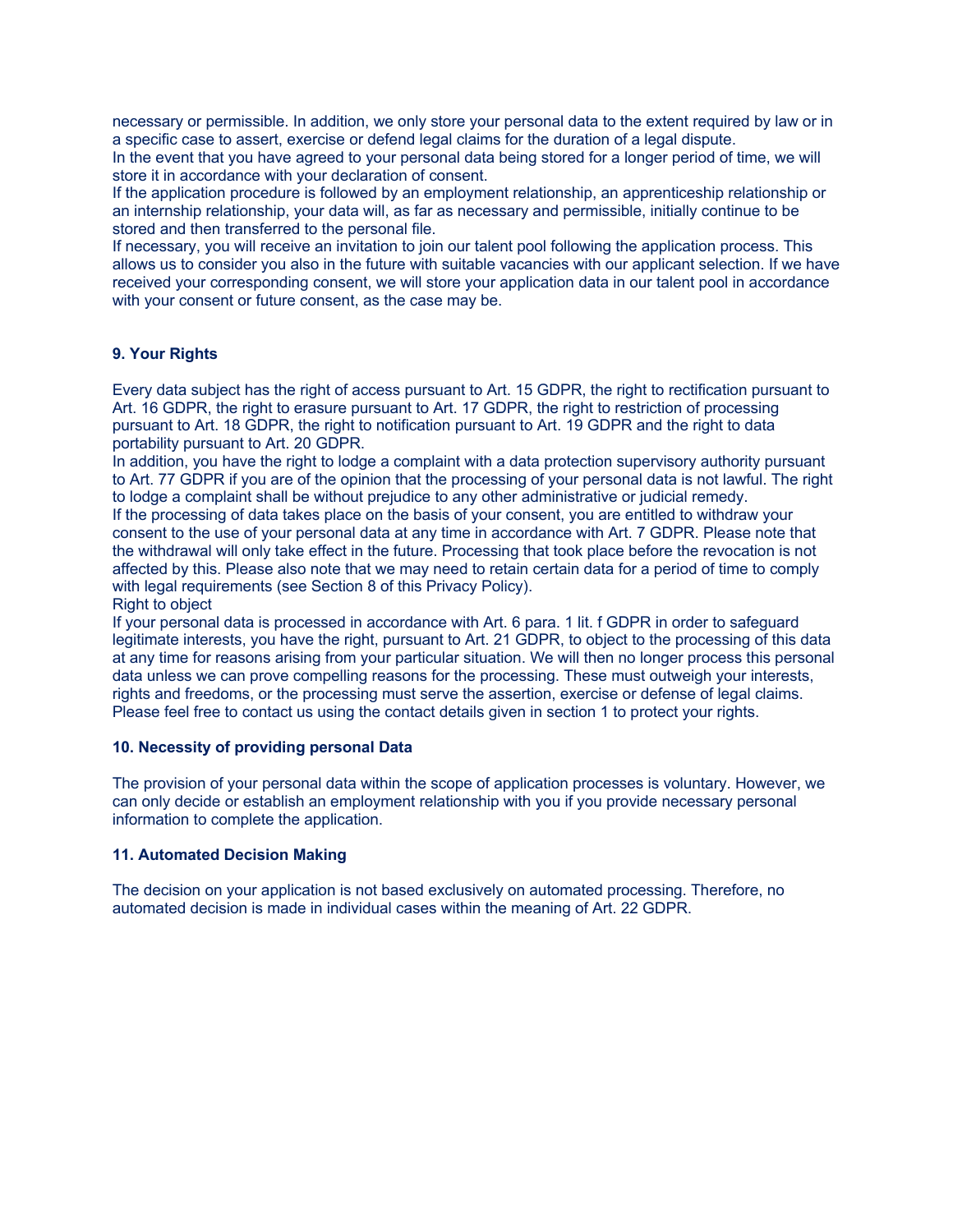necessary or permissible. In addition, we only store your personal data to the extent required by law or in a specific case to assert, exercise or defend legal claims for the duration of a legal dispute.
In the event that you have agreed to your personal data being stored for a longer period of time, we will store it in accordance with your declaration of consent.
If the application procedure is followed by an employment relationship, an apprenticeship relationship or an internship relationship, your data will, as far as necessary and permissible, initially continue to be stored and then transferred to the personal file.
If necessary, you will receive an invitation to join our talent pool following the application process. This allows us to consider you also in the future with suitable vacancies with our applicant selection. If we have received your corresponding consent, we will store your application data in our talent pool in accordance with your consent or future consent, as the case may be.

**9. Your Rights**

Every data subject has the right of access pursuant to Art. 15 GDPR, the right to rectification pursuant to Art. 16 GDPR, the right to erasure pursuant to Art. 17 GDPR, the right to restriction of processing pursuant to Art. 18 GDPR, the right to notification pursuant to Art. 19 GDPR and the right to data portability pursuant to Art. 20 GDPR.
In addition, you have the right to lodge a complaint with a data protection supervisory authority pursuant to Art. 77 GDPR if you are of the opinion that the processing of your personal data is not lawful. The right to lodge a complaint shall be without prejudice to any other administrative or judicial remedy.
If the processing of data takes place on the basis of your consent, you are entitled to withdraw your consent to the use of your personal data at any time in accordance with Art. 7 GDPR. Please note that the withdrawal will only take effect in the future. Processing that took place before the revocation is not affected by this. Please also note that we may need to retain certain data for a period of time to comply with legal requirements (see Section 8 of this Privacy Policy).
Right to object
If your personal data is processed in accordance with Art. 6 para. 1 lit. f GDPR in order to safeguard legitimate interests, you have the right, pursuant to Art. 21 GDPR, to object to the processing of this data at any time for reasons arising from your particular situation. We will then no longer process this personal data unless we can prove compelling reasons for the processing. These must outweigh your interests, rights and freedoms, or the processing must serve the assertion, exercise or defense of legal claims.
Please feel free to contact us using the contact details given in section 1 to protect your rights.

**10. Necessity of providing personal Data**

The provision of your personal data within the scope of application processes is voluntary. However, we can only decide or establish an employment relationship with you if you provide necessary personal information to complete the application.

**11. Automated Decision Making**

The decision on your application is not based exclusively on automated processing. Therefore, no automated decision is made in individual cases within the meaning of Art. 22 GDPR.